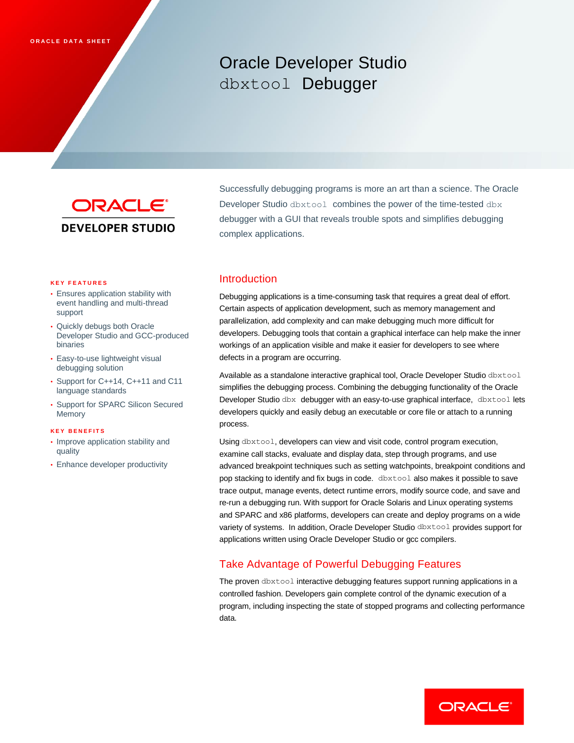ORACLE DATA SHEET

# Oracle Developer Studio `dbxtool` Debugger

ORACLE DEVELOPER STUDIO

Successfully debugging programs is more an art than a science. The Oracle Developer Studio `dbxtool` combines the power of the time-tested `dbx` debugger with a GUI that reveals trouble spots and simplifies debugging complex applications.

**KEY FEATURES**

- Ensures application stability with event handling and multi-thread support
- Quickly debugs both Oracle Developer Studio and GCC-produced binaries
- Easy-to-use lightweight visual debugging solution
- Support for C++14, C++11 and C11 language standards
- Support for SPARC Silicon Secured Memory

**KEY BENEFITS**

- Improve application stability and quality
- Enhance developer productivity

## Introduction

Debugging applications is a time-consuming task that requires a great deal of effort. Certain aspects of application development, such as memory management and parallelization, add complexity and can make debugging much more difficult for developers. Debugging tools that contain a graphical interface can help make the inner workings of an application visible and make it easier for developers to see where defects in a program are occurring.

Available as a standalone interactive graphical tool, Oracle Developer Studio `dbxtool` simplifies the debugging process. Combining the debugging functionality of the Oracle Developer Studio `dbx` debugger with an easy-to-use graphical interface, `dbxtool` lets developers quickly and easily debug an executable or core file or attach to a running process.

Using `dbxtool`, developers can view and visit code, control program execution, examine call stacks, evaluate and display data, step through programs, and use advanced breakpoint techniques such as setting watchpoints, breakpoint conditions and pop stacking to identify and fix bugs in code. `dbxtool` also makes it possible to save trace output, manage events, detect runtime errors, modify source code, and save and re-run a debugging run. With support for Oracle Solaris and Linux operating systems and SPARC and x86 platforms, developers can create and deploy programs on a wide variety of systems. In addition, Oracle Developer Studio `dbxtool` provides support for applications written using Oracle Developer Studio or gcc compilers.

## Take Advantage of Powerful Debugging Features

The proven `dbxtool` interactive debugging features support running applications in a controlled fashion. Developers gain complete control of the dynamic execution of a program, including inspecting the state of stopped programs and collecting performance data.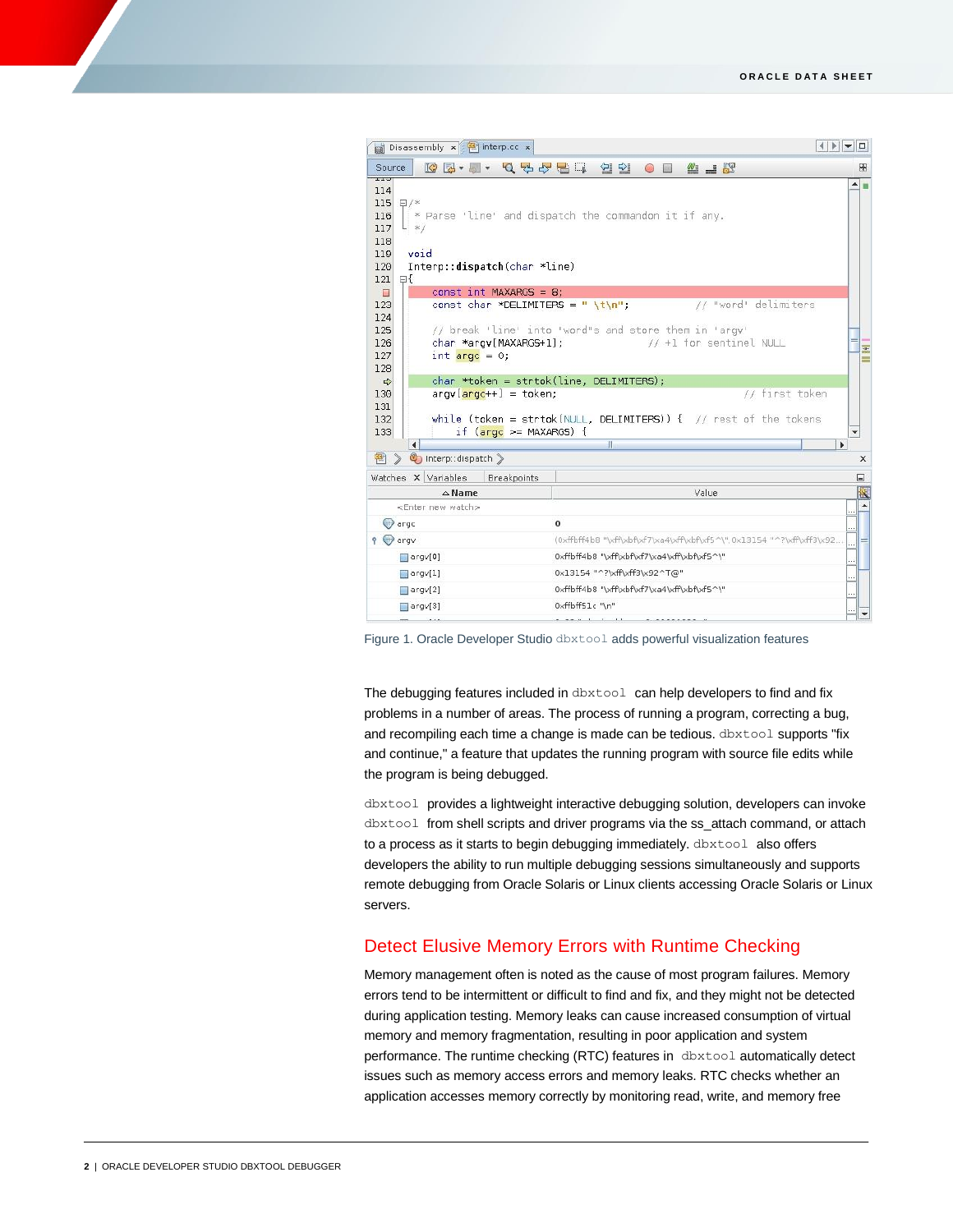Figure 1. Oracle Developer Studio `dbxtool` adds powerful visualization features

The debugging features included in `dbxtool` can help developers to find and fix problems in a number of areas. The process of running a program, correcting a bug, and recompiling each time a change is made can be tedious. `dbxtool` supports "fix and continue," a feature that updates the running program with source file edits while the program is being debugged.

`dbxtool` provides a lightweight interactive debugging solution, developers can invoke `dbxtool` from shell scripts and driver programs via the ss_attach command, or attach to a process as it starts to begin debugging immediately. `dbxtool` also offers developers the ability to run multiple debugging sessions simultaneously and supports remote debugging from Oracle Solaris or Linux clients accessing Oracle Solaris or Linux servers.

## Detect Elusive Memory Errors with Runtime Checking

Memory management often is noted as the cause of most program failures. Memory errors tend to be intermittent or difficult to find and fix, and they might not be detected during application testing. Memory leaks can cause increased consumption of virtual memory and memory fragmentation, resulting in poor application and system performance. The runtime checking (RTC) features in `dbxtool` automatically detect issues such as memory access errors and memory leaks. RTC checks whether an application accesses memory correctly by monitoring read, write, and memory free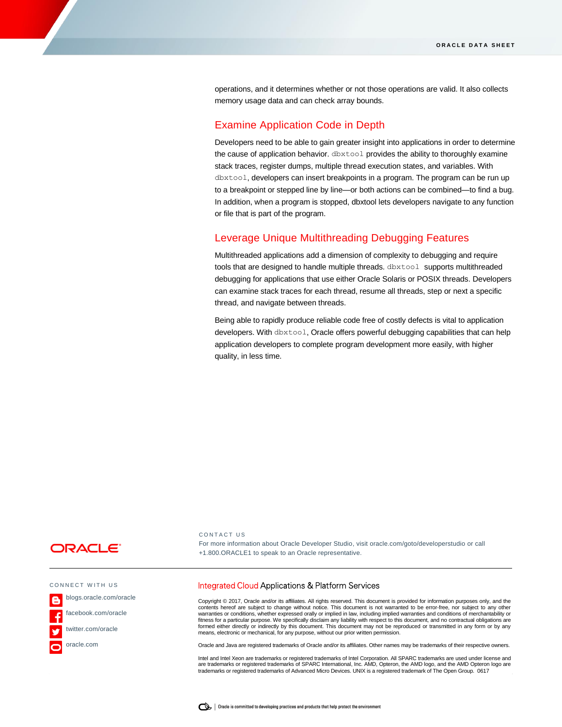operations, and it determines whether or not those operations are valid. It also collects memory usage data and can check array bounds.

## Examine Application Code in Depth

Developers need to be able to gain greater insight into applications in order to determine the cause of application behavior. `dbxtool` provides the ability to thoroughly examine stack traces, register dumps, multiple thread execution states, and variables. With `dbxtool`, developers can insert breakpoints in a program. The program can be run up to a breakpoint or stepped line by line—or both actions can be combined—to find a bug. In addition, when a program is stopped, dbxtool lets developers navigate to any function or file that is part of the program.

## Leverage Unique Multithreading Debugging Features

Multithreaded applications add a dimension of complexity to debugging and require tools that are designed to handle multiple threads. `dbxtool` supports multithreaded debugging for applications that use either Oracle Solaris or POSIX threads. Developers can examine stack traces for each thread, resume all threads, step or next a specific thread, and navigate between threads.

Being able to rapidly produce reliable code free of costly defects is vital to application developers. With `dbxtool`, Oracle offers powerful debugging capabilities that can help application developers to complete program development more easily, with higher quality, in less time.

ORACLE

CONTACT US

For more information about Oracle Developer Studio, visit oracle.com/goto/developerstudio or call +1.800.ORACLE1 to speak to an Oracle representative.

CONNECT WITH US

- blogs.oracle.com/oracle
- facebook.com/oracle
- twitter.com/oracle
- oracle.com

Integrated Cloud Applications & Platform Services

Copyright © 2017, Oracle and/or its affiliates. All rights reserved. This document is provided for information purposes only, and the contents hereof are subject to change without notice. This document is not warranted to be error-free, nor subject to any other warranties or conditions, whether expressed orally or implied in law, including implied warranties and conditions of merchantability or fitness for a particular purpose. We specifically disclaim any liability with respect to this document, and no contractual obligations are formed either directly or indirectly by this document. This document may not be reproduced or transmitted in any form or by any means, electronic or mechanical, for any purpose, without our prior written permission.

Oracle and Java are registered trademarks of Oracle and/or its affiliates. Other names may be trademarks of their respective owners.

Intel and Intel Xeon are trademarks or registered trademarks of Intel Corporation. All SPARC trademarks are used under license and are trademarks or registered trademarks of SPARC International, Inc. AMD, Opteron, the AMD logo, and the AMD Opteron logo are trademarks or registered trademarks of Advanced Micro Devices. UNIX is a registered trademark of The Open Group. 0617

Oracle is committed to developing practices and products that help protect the environment